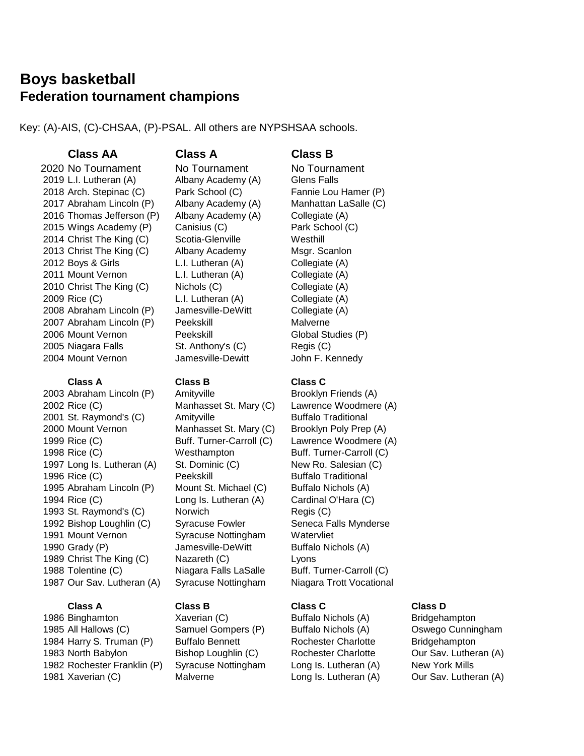# Boys basketball
## Federation tournament champions

Key: (A)-AIS, (C)-CHSAA, (P)-PSAL. All others are NYPSHSAA schools.

| Year | Class AA | Class A | Class B |
|---|---|---|---|
| 2020 | No Tournament | No Tournament | No Tournament |
| 2019 | L.I. Lutheran (A) | Albany Academy (A) | Glens Falls |
| 2018 | Arch. Stepinac (C) | Park School (C) | Fannie Lou Hamer (P) |
| 2017 | Abraham Lincoln (P) | Albany Academy (A) | Manhattan LaSalle (C) |
| 2016 | Thomas Jefferson (P) | Albany Academy (A) | Collegiate (A) |
| 2015 | Wings Academy (P) | Canisius (C) | Park School (C) |
| 2014 | Christ The King (C) | Scotia-Glenville | Westhill |
| 2013 | Christ The King (C) | Albany Academy | Msgr. Scanlon |
| 2012 | Boys & Girls | L.I. Lutheran (A) | Collegiate (A) |
| 2011 | Mount Vernon | L.I. Lutheran (A) | Collegiate (A) |
| 2010 | Christ The King (C) | Nichols (C) | Collegiate (A) |
| 2009 | Rice (C) | L.I. Lutheran (A) | Collegiate (A) |
| 2008 | Abraham Lincoln (P) | Jamesville-DeWitt | Collegiate (A) |
| 2007 | Abraham Lincoln (P) | Peekskill | Malverne |
| 2006 | Mount Vernon | Peekskill | Global Studies (P) |
| 2005 | Niagara Falls | St. Anthony's (C) | Regis (C) |
| 2004 | Mount Vernon | Jamesville-Dewitt | John F. Kennedy |

| Year | Class A | Class B | Class C |
|---|---|---|---|
| 2003 | Abraham Lincoln (P) | Amityville | Brooklyn Friends (A) |
| 2002 | Rice (C) | Manhasset St. Mary (C) | Lawrence Woodmere (A) |
| 2001 | St. Raymond's (C) | Amityville | Buffalo Traditional |
| 2000 | Mount Vernon | Manhasset St. Mary (C) | Brooklyn Poly Prep (A) |
| 1999 | Rice (C) | Buff. Turner-Carroll (C) | Lawrence Woodmere (A) |
| 1998 | Rice (C) | Westhampton | Buff. Turner-Carroll (C) |
| 1997 | Long Is. Lutheran (A) | St. Dominic (C) | New Ro. Salesian (C) |
| 1996 | Rice (C) | Peekskill | Buffalo Traditional |
| 1995 | Abraham Lincoln (P) | Mount St. Michael (C) | Buffalo Nichols (A) |
| 1994 | Rice (C) | Long Is. Lutheran (A) | Cardinal O'Hara (C) |
| 1993 | St. Raymond's (C) | Norwich | Regis (C) |
| 1992 | Bishop Loughlin (C) | Syracuse Fowler | Seneca Falls Mynderse |
| 1991 | Mount Vernon | Syracuse Nottingham | Watervliet |
| 1990 | Grady (P) | Jamesville-DeWitt | Buffalo Nichols (A) |
| 1989 | Christ The King (C) | Nazareth (C) | Lyons |
| 1988 | Tolentine (C) | Niagara Falls LaSalle | Buff. Turner-Carroll (C) |
| 1987 | Our Sav. Lutheran (A) | Syracuse Nottingham | Niagara Trott Vocational |

| Year | Class A | Class B | Class C | Class D |
|---|---|---|---|---|
| 1986 | Binghamton | Xaverian (C) | Buffalo Nichols (A) | Bridgehampton |
| 1985 | All Hallows (C) | Samuel Gompers (P) | Buffalo Nichols (A) | Oswego Cunningham |
| 1984 | Harry S. Truman (P) | Buffalo Bennett | Rochester Charlotte | Bridgehampton |
| 1983 | North Babylon | Bishop Loughlin (C) | Rochester Charlotte | Our Sav. Lutheran (A) |
| 1982 | Rochester Franklin (P) | Syracuse Nottingham | Long Is. Lutheran (A) | New York Mills |
| 1981 | Xaverian (C) | Malverne | Long Is. Lutheran (A) | Our Sav. Lutheran (A) |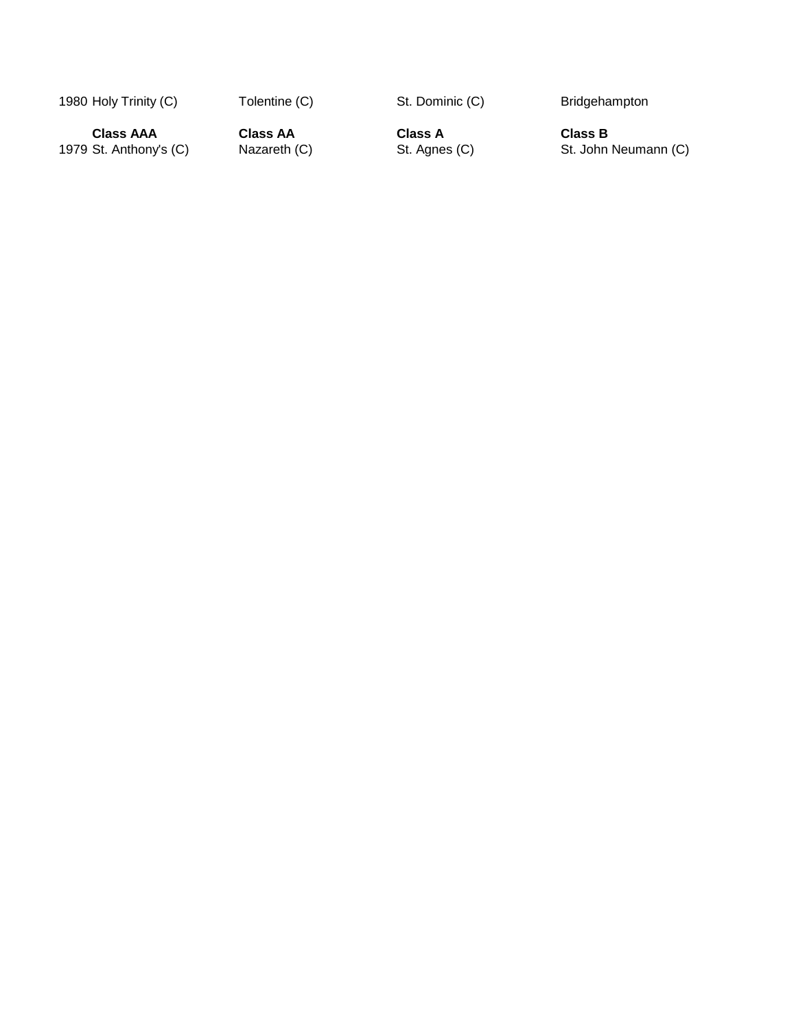| | | | | |
|---|---|---|---|---|
| 1980 | Holy Trinity (C) | Tolentine (C) | St. Dominic (C) | Bridgehampton |
| | **Class AAA** | **Class AA** | **Class A** | **Class B** |
| 1979 | St. Anthony's (C) | Nazareth (C) | St. Agnes (C) | St. John Neumann (C) |